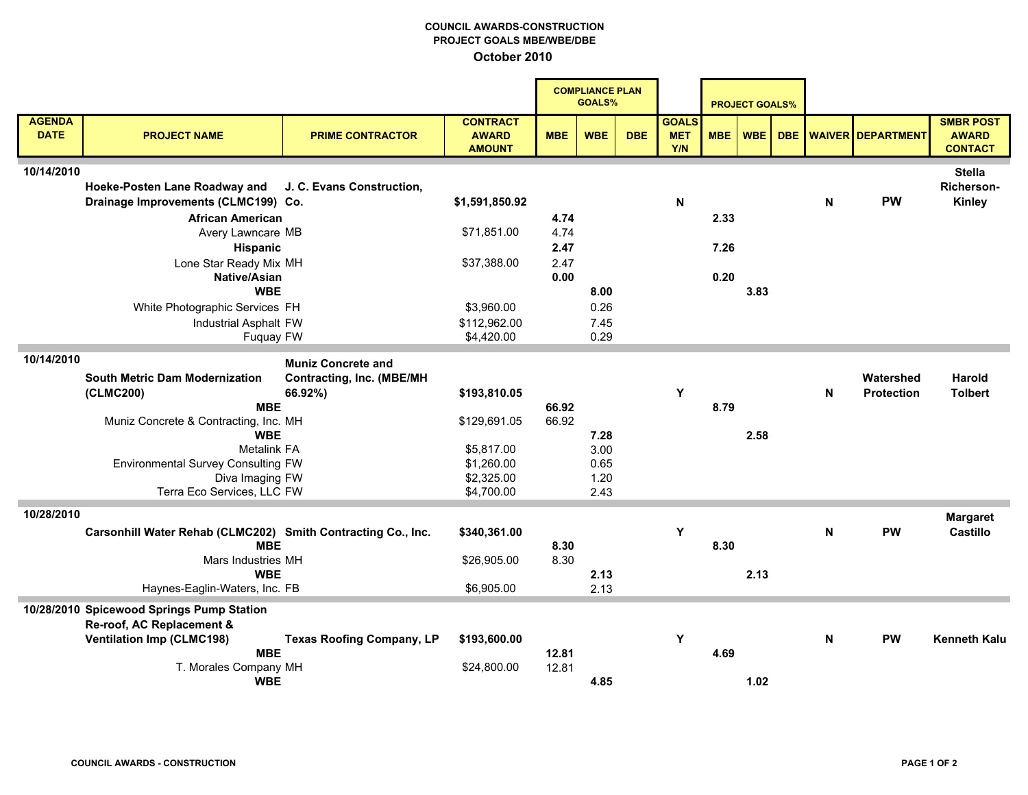**COUNCIL AWARDS-CONSTRUCTION**
**PROJECT GOALS MBE/WBE/DBE**
**October 2010**

| AGENDA DATE | PROJECT NAME | PRIME CONTRACTOR | CONTRACT AWARD AMOUNT | COMPLIANCE PLAN GOALS% | | | GOALS MET Y/N | PROJECT GOALS% | | | WAIVER | DEPARTMENT | SMBR POST AWARD CONTACT |
|---|---|---|---|---|---|---|---|---|---|---|---|---|---|
| | | | | MBE | WBE | DBE | | MBE | WBE | DBE | | | |
| **10/14/2010** | **Hoeke-Posten Lane Roadway and Drainage Improvements (CLMC199)** | **J. C. Evans Construction, Co.** | **$1,591,850.92** | | | | **N** | | | | **N** | **PW** | **Stella Richerson-Kinley** |
| | **African American** | | | **4.74** | | | | **2.33** | | | | | |
| | Avery Lawncare | MB | $71,851.00 | 4.74 | | | | | | | | | |
| | **Hispanic** | | | **2.47** | | | | **7.26** | | | | | |
| | Lone Star Ready Mix | MH | $37,388.00 | 2.47 | | | | | | | | | |
| | **Native/Asian** | | | **0.00** | | | | **0.20** | | | | | |
| | **WBE** | | | | **8.00** | | | | **3.83** | | | | |
| | White Photographic Services | FH | $3,960.00 | | 0.26 | | | | | | | | |
| | Industrial Asphalt | FW | $112,962.00 | | 7.45 | | | | | | | | |
| | Fuquay | FW | $4,420.00 | | 0.29 | | | | | | | | |
| **10/14/2010** | **South Metric Dam Modernization (CLMC200)** | **Muniz Concrete and Contracting, Inc. (MBE/MH 66.92%)** | **$193,810.05** | | | | **Y** | | | | **N** | **Watershed Protection** | **Harold Tolbert** |
| | **MBE** | | | **66.92** | | | | **8.79** | | | | | |
| | Muniz Concrete & Contracting, Inc. | MH | $129,691.05 | 66.92 | | | | | | | | | |
| | **WBE** | | | | **7.28** | | | | **2.58** | | | | |
| | Metalink | FA | $5,817.00 | | 3.00 | | | | | | | | |
| | Environmental Survey Consulting | FW | $1,260.00 | | 0.65 | | | | | | | | |
| | Diva Imaging | FW | $2,325.00 | | 1.20 | | | | | | | | |
| | Terra Eco Services, LLC | FW | $4,700.00 | | 2.43 | | | | | | | | |
| **10/28/2010** | **Carsonhill Water Rehab (CLMC202)** | **Smith Contracting Co., Inc.** | **$340,361.00** | | | | **Y** | | | | **N** | **PW** | **Margaret Castillo** |
| | **MBE** | | | **8.30** | | | | **8.30** | | | | | |
| | Mars Industries | MH | $26,905.00 | 8.30 | | | | | | | | | |
| | **WBE** | | | | **2.13** | | | | **2.13** | | | | |
| | Haynes-Eaglin-Waters, Inc. | FB | $6,905.00 | | 2.13 | | | | | | | | |
| **10/28/2010** | **Spicewood Springs Pump Station Re-roof, AC Replacement & Ventilation Imp (CLMC198)** | **Texas Roofing Company, LP** | **$193,600.00** | | | | **Y** | | | | **N** | **PW** | **Kenneth Kalu** |
| | **MBE** | | | **12.81** | | | | **4.69** | | | | | |
| | T. Morales Company | MH | $24,800.00 | 12.81 | | | | | | | | | |
| | **WBE** | | | | **4.85** | | | | **1.02** | | | | |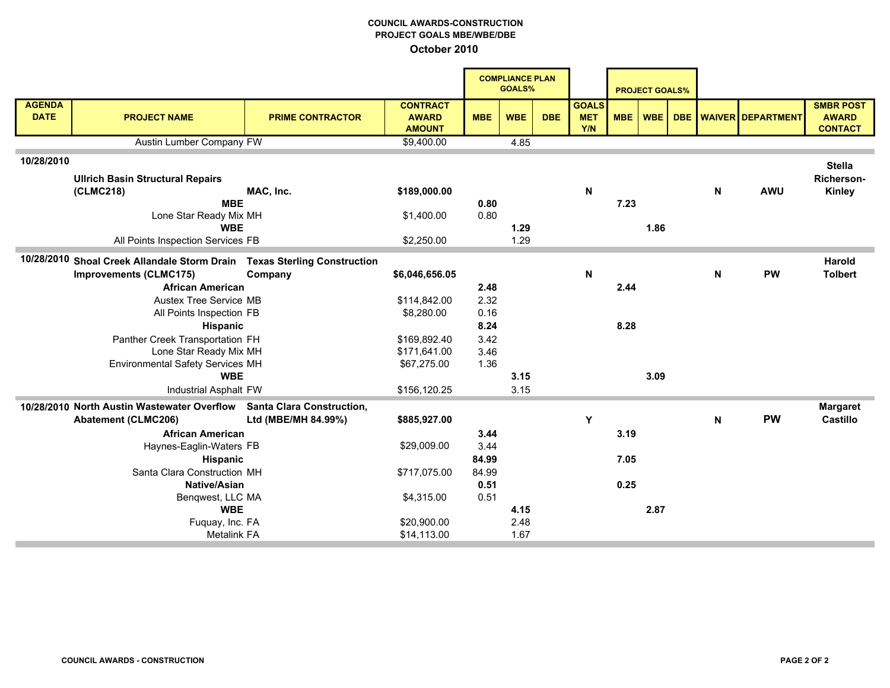**COUNCIL AWARDS-CONSTRUCTION**
**PROJECT GOALS MBE/WBE/DBE**
**October 2010**

| AGENDA DATE | PROJECT NAME | PRIME CONTRACTOR | CONTRACT AWARD AMOUNT | COMPLIANCE PLAN GOALS% MBE | COMPLIANCE PLAN GOALS% WBE | COMPLIANCE PLAN GOALS% DBE | GOALS MET Y/N | PROJECT GOALS% MBE | PROJECT GOALS% WBE | PROJECT GOALS% DBE | WAIVER | DEPARTMENT | SMBR POST AWARD CONTACT |
|---|---|---|---|---|---|---|---|---|---|---|---|---|---|
| | Austin Lumber Company FW | | $9,400.00 | | 4.85 | | | | | | | | |
| **10/28/2010** | **Ullrich Basin Structural Repairs (CLMC218)** | **MAC, Inc.** | **$189,000.00** | | | | **N** | | | | **N** | **AWU** | **Stella Richerson-Kinley** |
| | **MBE** | | | **0.80** | | | | **7.23** | | | | | |
| | Lone Star Ready Mix MH | | $1,400.00 | 0.80 | | | | | | | | | |
| | **WBE** | | | | **1.29** | | | | **1.86** | | | | |
| | All Points Inspection Services FB | | $2,250.00 | | 1.29 | | | | | | | | |
| **10/28/2010** | **Shoal Creek Allandale Storm Drain Improvements (CLMC175)** | **Texas Sterling Construction Company** | **$6,046,656.05** | | | | **N** | | | | **N** | **PW** | **Harold Tolbert** |
| | **African American** | | | **2.48** | | | | **2.44** | | | | | |
| | Austex Tree Service MB | | $114,842.00 | 2.32 | | | | | | | | | |
| | All Points Inspection FB | | $8,280.00 | 0.16 | | | | | | | | | |
| | **Hispanic** | | | **8.24** | | | | **8.28** | | | | | |
| | Panther Creek Transportation FH | | $169,892.40 | 3.42 | | | | | | | | | |
| | Lone Star Ready Mix MH | | $171,641.00 | 3.46 | | | | | | | | | |
| | Environmental Safety Services MH | | $67,275.00 | 1.36 | | | | | | | | | |
| | **WBE** | | | | **3.15** | | | | **3.09** | | | | |
| | Industrial Asphalt FW | | $156,120.25 | | 3.15 | | | | | | | | |
| **10/28/2010** | **North Austin Wastewater Overflow Abatement (CLMC206)** | **Santa Clara Construction, Ltd (MBE/MH 84.99%)** | **$885,927.00** | | | | **Y** | | | | **N** | **PW** | **Margaret Castillo** |
| | **African American** | | | **3.44** | | | | **3.19** | | | | | |
| | Haynes-Eaglin-Waters FB | | $29,009.00 | 3.44 | | | | | | | | | |
| | **Hispanic** | | | **84.99** | | | | **7.05** | | | | | |
| | Santa Clara Construction MH | | $717,075.00 | 84.99 | | | | | | | | | |
| | **Native/Asian** | | | **0.51** | | | | **0.25** | | | | | |
| | Benqwest, LLC MA | | $4,315.00 | 0.51 | | | | | | | | | |
| | **WBE** | | | | **4.15** | | | | **2.87** | | | | |
| | Fuquay, Inc. FA | | $20,900.00 | | 2.48 | | | | | | | | |
| | Metalink FA | | $14,113.00 | | 1.67 | | | | | | | | |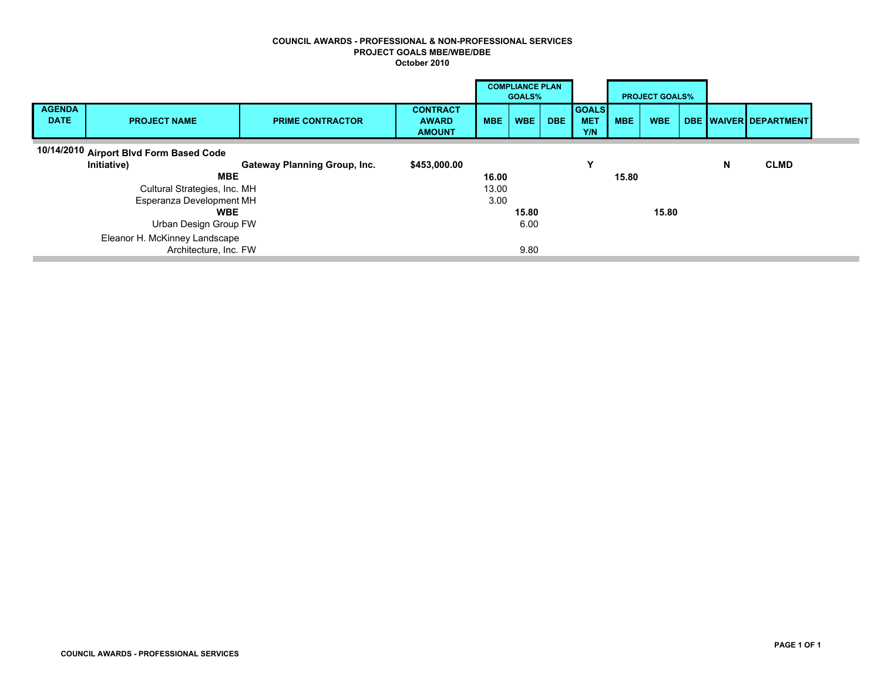**COUNCIL AWARDS - PROFESSIONAL & NON-PROFESSIONAL SERVICES**
**PROJECT GOALS MBE/WBE/DBE**
**October 2010**

| | | | | COMPLIANCE PLAN GOALS% | | | | PROJECT GOALS% | | | | |
|---|---|---|---|---|---|---|---|---|---|---|---|---|
| **AGENDA DATE** | **PROJECT NAME** | **PRIME CONTRACTOR** | **CONTRACT AWARD AMOUNT** | **MBE** | **WBE** | **DBE** | **GOALS MET Y/N** | **MBE** | **WBE** | **DBE** | **WAIVER** | **DEPARTMENT** |
| 10/14/2010 | **Airport Blvd Form Based Code Initiative)** | **Gateway Planning Group, Inc.** | **$453,000.00** | | | | **Y** | | | | **N** | **CLMD** |
| | **MBE** | | | **16.00** | | | | **15.80** | | | | |
| | Cultural Strategies, Inc. MH | | | 13.00 | | | | | | | | |
| | Esperanza Development MH | | | 3.00 | | | | | | | | |
| | **WBE** | | | | **15.80** | | | | **15.80** | | | |
| | Urban Design Group FW | | | | 6.00 | | | | | | | |
| | Eleanor H. McKinney Landscape Architecture, Inc. FW | | | | 9.80 | | | | | | | |

**COUNCIL AWARDS - PROFESSIONAL SERVICES**